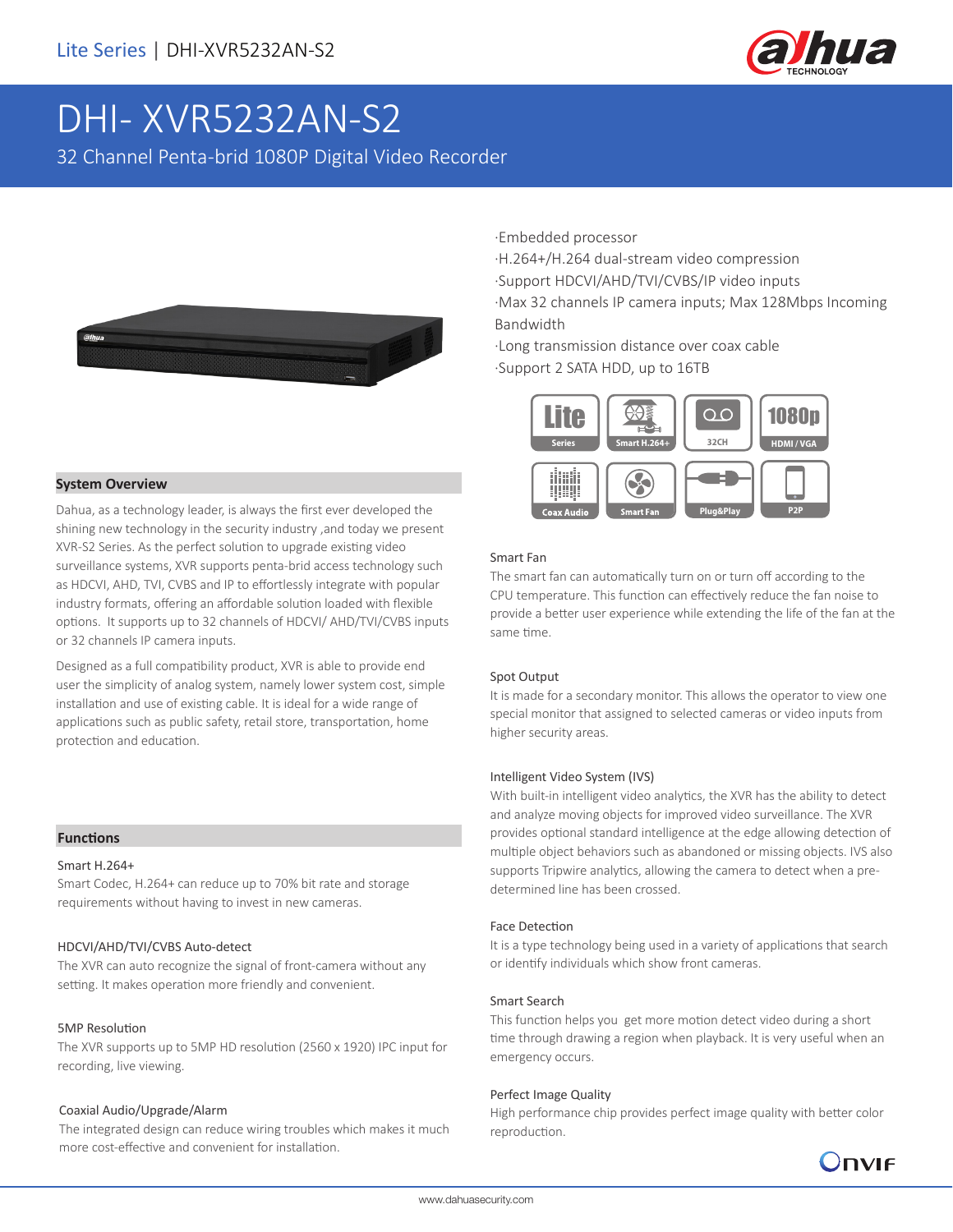# DHI- XVR5232AN-S2

32 Channel Penta-brid 1080P Digital Video Recorder

·Embedded processor
·H.264+/H.264 dual-stream video compression
·Support HDCVI/AHD/TVI/CVBS/IP video inputs
·Max 32 channels IP camera inputs; Max 128Mbps Incoming Bandwidth
·Long transmission distance over coax cable
·Support 2 SATA HDD, up to 16TB

Lite Series | Smart H.264+ | 32CH | 1080p HDMI / VGA | Coax Audio | Smart Fan | Plug&Play | P2P

## System Overview

Dahua, as a technology leader, is always the first ever developed the shining new technology in the security industry ,and today we present XVR-S2 Series. As the perfect solution to upgrade existing video surveillance systems, XVR supports penta-brid access technology such as HDCVI, AHD, TVI, CVBS and IP to effortlessly integrate with popular industry formats, offering an affordable solution loaded with flexible options. It supports up to 32 channels of HDCVI/ AHD/TVI/CVBS inputs or 32 channels IP camera inputs.

Designed as a full compatibility product, XVR is able to provide end user the simplicity of analog system, namely lower system cost, simple installation and use of existing cable. It is ideal for a wide range of applications such as public safety, retail store, transportation, home protection and education.

## Functions

### Smart H.264+

Smart Codec, H.264+ can reduce up to 70% bit rate and storage requirements without having to invest in new cameras.

### HDCVI/AHD/TVI/CVBS Auto-detect

The XVR can auto recognize the signal of front-camera without any setting. It makes operation more friendly and convenient.

### 5MP Resolution

The XVR supports up to 5MP HD resolution (2560 x 1920) IPC input for recording, live viewing.

### Coaxial Audio/Upgrade/Alarm

The integrated design can reduce wiring troubles which makes it much more cost-effective and convenient for installation.

### Smart Fan

The smart fan can automatically turn on or turn off according to the CPU temperature. This function can effectively reduce the fan noise to provide a better user experience while extending the life of the fan at the same time.

### Spot Output

It is made for a secondary monitor. This allows the operator to view one special monitor that assigned to selected cameras or video inputs from higher security areas.

### Intelligent Video System (IVS)

With built-in intelligent video analytics, the XVR has the ability to detect and analyze moving objects for improved video surveillance. The XVR provides optional standard intelligence at the edge allowing detection of multiple object behaviors such as abandoned or missing objects. IVS also supports Tripwire analytics, allowing the camera to detect when a pre-determined line has been crossed.

### Face Detection

It is a type technology being used in a variety of applications that search or identify individuals which show front cameras.

### Smart Search

This function helps you get more motion detect video during a short time through drawing a region when playback. It is very useful when an emergency occurs.

### Perfect Image Quality

High performance chip provides perfect image quality with better color reproduction.

www.dahuasecurity.com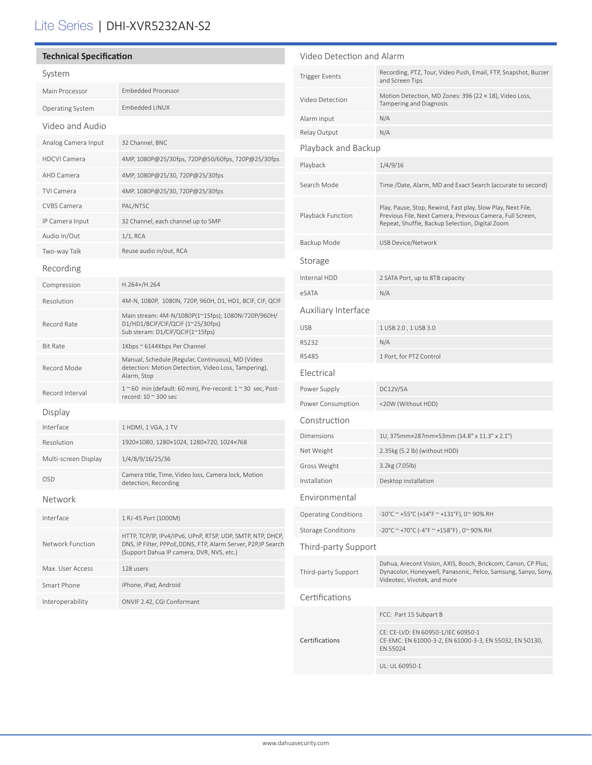# Lite Series | DHI-XVR5232AN-S2

## Technical Specification

### System

| | |
|---|---|
| Main Processor | Embedded Processor |
| Operating System | Embedded LINUX |

### Video and Audio

| | |
|---|---|
| Analog Camera Input | 32 Channel, BNC |
| HDCVI Camera | 4MP, 1080P@25/30fps, 720P@50/60fps, 720P@25/30fps |
| AHD Camera | 4MP, 1080P@25/30, 720P@25/30fps |
| TVI Camera | 4MP, 1080P@25/30, 720P@25/30fps |
| CVBS Camera | PAL/NTSC |
| IP Camera Input | 32 Channel, each channel up to 5MP |
| Audio In/Out | 1/1, RCA |
| Two-way Talk | Reuse audio in/out, RCA |

### Recording

| | |
|---|---|
| Compression | H.264+/H.264 |
| Resolution | 4M-N, 1080P, 1080N, 720P, 960H, D1, HD1, BCIF, CIF, QCIF |
| Record Rate | Main stream: 4M-N/1080P(1~15fps); 1080N/720P/960H/ D1/HD1/BCIF/CIF/QCIF (1~25/30fps)<br>Sub steram: D1/CIF/QCIF(1~15fps) |
| Bit Rate | 1Kbps ~ 6144Kbps Per Channel |
| Record Mode | Manual, Schedule (Regular, Continuous), MD (Video detection: Motion Detection, Video Loss, Tampering), Alarm, Stop |
| Record Interval | 1 ~ 60 min (default: 60 min), Pre-record: 1 ~ 30 sec, Post-record: 10 ~ 300 sec |

### Display

| | |
|---|---|
| Interface | 1 HDMI, 1 VGA, 1 TV |
| Resolution | 1920×1080, 1280×1024, 1280×720, 1024×768 |
| Multi-screen Display | 1/4/8/9/16/25/36 |
| OSD | Camera title, Time, Video loss, Camera lock, Motion detection, Recording |

### Network

| | |
|---|---|
| Interface | 1 RJ-45 Port (1000M) |
| Network Function | HTTP, TCP/IP, IPv4/IPv6, UPnP, RTSP, UDP, SMTP, NTP, DHCP, DNS, IP Filter, PPPoE,DDNS, FTP, Alarm Server, P2P,IP Search (Support Dahua IP camera, DVR, NVS, etc.) |
| Max. User Access | 128 users |
| Smart Phone | iPhone, iPad, Android |
| Interoperability | ONVIF 2.42, CGI Conformant |

### Video Detection and Alarm

| | |
|---|---|
| Trigger Events | Recording, PTZ, Tour, Video Push, Email, FTP, Snapshot, Buzzer and Screen Tips |
| Video Detection | Motion Detection, MD Zones: 396 (22 × 18), Video Loss, Tampering and Diagnosis |
| Alarm input | N/A |
| Relay Output | N/A |

### Playback and Backup

| | |
|---|---|
| Playback | 1/4/9/16 |
| Search Mode | Time /Date, Alarm, MD and Exact Search (accurate to second) |
| Playback Function | Play, Pause, Stop, Rewind, Fast play, Slow Play, Next File, Previous File, Next Camera, Previous Camera, Full Screen, Repeat, Shuffle, Backup Selection, Digital Zoom |
| Backup Mode | USB Device/Network |

### Storage

| | |
|---|---|
| Internal HDD | 2 SATA Port, up to 8TB capacity |
| eSATA | N/A |

### Auxiliary Interface

| | |
|---|---|
| USB | 1 USB 2.0 , 1 USB 3.0 |
| RS232 | N/A |
| RS485 | 1 Port, for PTZ Control |

### Electrical

| | |
|---|---|
| Power Supply | DC12V/5A |
| Power Consumption | <20W (Without HDD) |

### Construction

| | |
|---|---|
| Dimensions | 1U, 375mm×287mm×53mm (14.8" x 11.3" x 2.1") |
| Net Weight | 2.35kg (5.2 lb) (without HDD) |
| Gross Weight | 3.2kg (7.05lb) |
| Installation | Desktop installation |

### Environmental

| | |
|---|---|
| Operating Conditions | -10°C ~ +55°C (+14°F ~ +131°F), 0~ 90% RH |
| Storage Conditions | -20°C ~ +70°C (-4°F ~ +158°F) , 0~ 90% RH |

### Third-party Support

| | |
|---|---|
| Third-party Support | Dahua, Arecont Vision, AXIS, Bosch, Brickcom, Canon, CP Plus, Dynacolor, Honeywell, Panasonic, Pelco, Samsung, Sanyo, Sony, Videotec, Vivotek, and more |

### Certifications

| | |
|---|---|
| Certifications | FCC: Part 15 Subpart B |
| | CE: CE-LVD: EN 60950-1/IEC 60950-1<br>CE-EMC: EN 61000-3-2, EN 61000-3-3, EN 55032, EN 50130, EN 55024 |
| | UL: UL 60950-1 |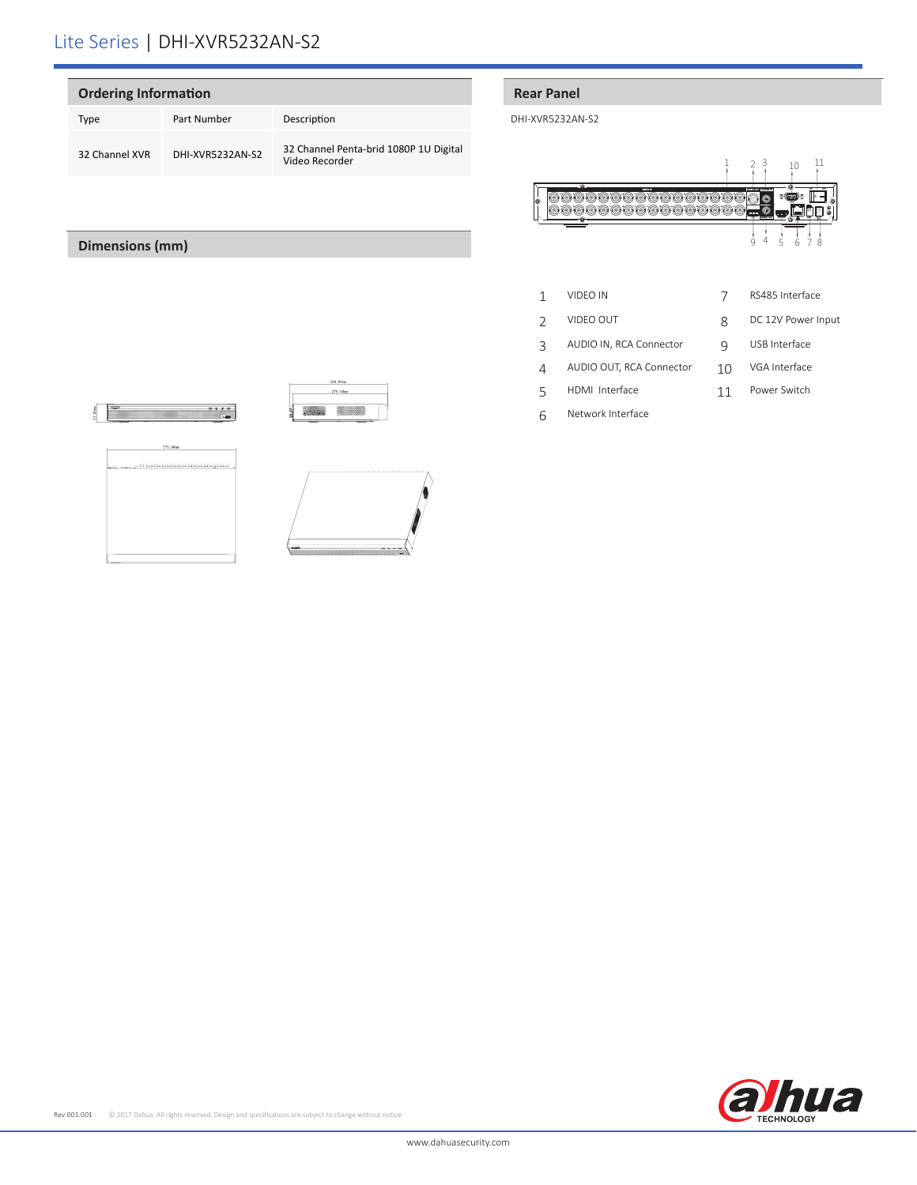# Lite Series | DHI-XVR5232AN-S2

## Ordering Information

| Type | Part Number | Description |
|---|---|---|
| 32 Channel XVR | DHI-XVR5232AN-S2 | 32 Channel Penta-brid 1080P 1U Digital Video Recorder |

## Dimensions (mm)

375.00mm

## Rear Panel

DHI-XVR5232AN-S2

| | | | |
|---|---|---|---|
| 1 | VIDEO IN | 7 | RS485 Interface |
| 2 | VIDEO OUT | 8 | DC 12V Power Input |
| 3 | AUDIO IN, RCA Connector | 9 | USB Interface |
| 4 | AUDIO OUT, RCA Connector | 10 | VGA Interface |
| 5 | HDMI Interface | 11 | Power Switch |
| 6 | Network Interface | | |

Rev 001.001 © 2017 Dahua. All rights reserved. Design and specifications are subject to change without notice.

www.dahuasecurity.com